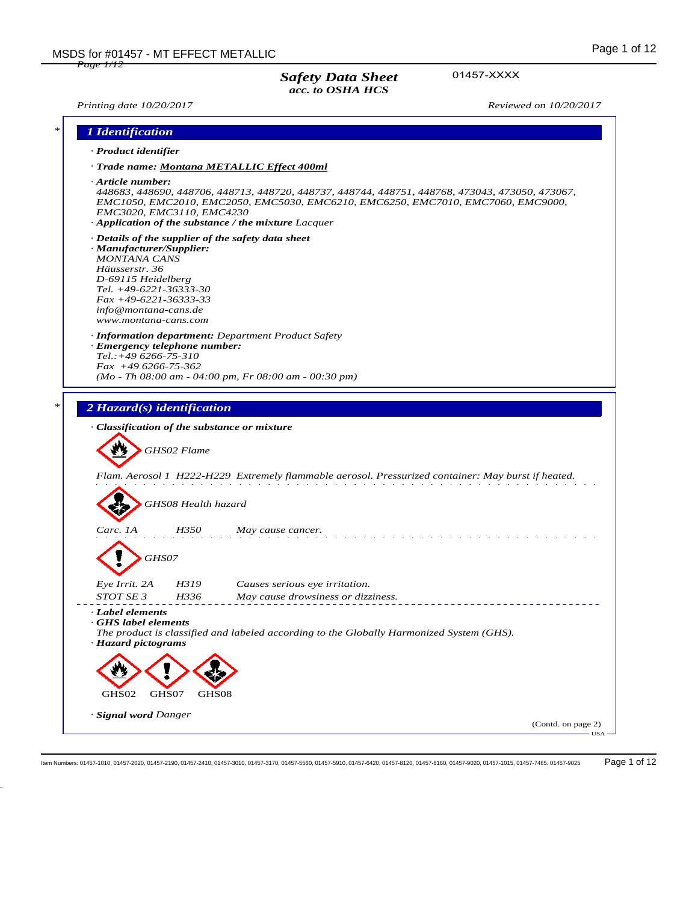**Safety Data Sheet**
*acc. to OSHA HCS*

01457-XXXX

Printing date 10/20/2017 — Reviewed on 10/20/2017

## 1 Identification

· **Product identifier**

· **Trade name:** **Montana METALLIC Effect 400ml**

· **Article number:**
448683, 448690, 448706, 448713, 448720, 448737, 448744, 448751, 448768, 473043, 473050, 473067, EMC1050, EMC2010, EMC2050, EMC5030, EMC6210, EMC6250, EMC7010, EMC7060, EMC9000, EMC3020, EMC3110, EMC4230

· **Application of the substance / the mixture** Lacquer

· **Details of the supplier of the safety data sheet**

· **Manufacturer/Supplier:**
MONTANA CANS
Häusserstr. 36
D-69115 Heidelberg
Tel. +49-6221-36333-30
Fax +49-6221-36333-33
info@montana-cans.de
www.montana-cans.com

· **Information department:** Department Product Safety

· **Emergency telephone number:**
Tel.:+49 6266-75-310
Fax +49 6266-75-362
(Mo - Th 08:00 am - 04:00 pm, Fr 08:00 am - 00:30 pm)

## 2 Hazard(s) identification

· **Classification of the substance or mixture**

GHS02 Flame

Flam. Aerosol 1 H222-H229 Extremely flammable aerosol. Pressurized container: May burst if heated.

GHS08 Health hazard

| | | |
|---|---|---|
| Carc. 1A | H350 | May cause cancer. |

GHS07

| | | |
|---|---|---|
| Eye Irrit. 2A | H319 | Causes serious eye irritation. |
| STOT SE 3 | H336 | May cause drowsiness or dizziness. |

· **Label elements**

· **GHS label elements**
The product is classified and labeled according to the Globally Harmonized System (GHS).

· **Hazard pictograms**

GHS02 GHS07 GHS08

· **Signal word** Danger

(Contd. on page 2)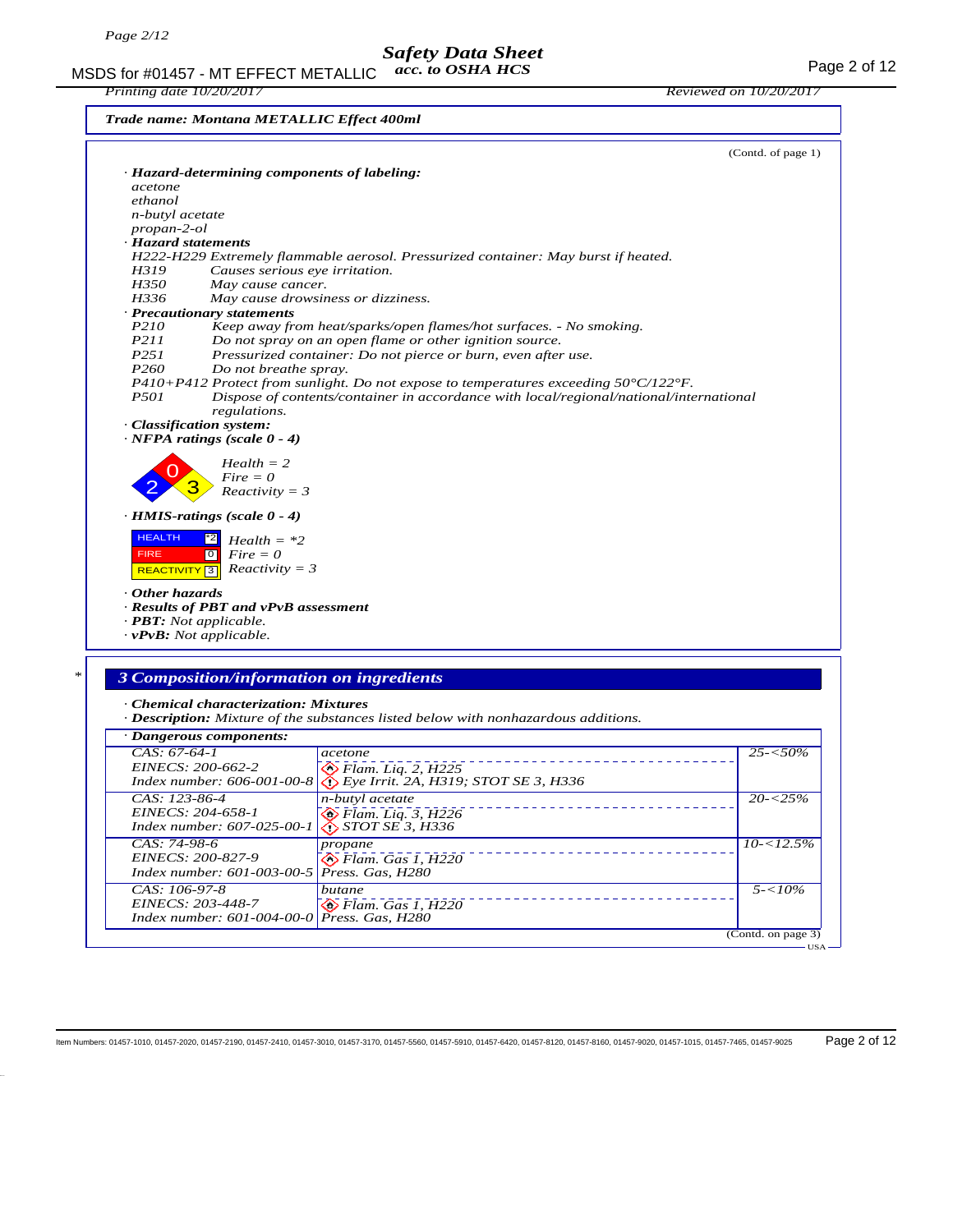**Trade name: Montana METALLIC Effect 400ml**

(Contd. of page 1)

· **Hazard-determining components of labeling:**
acetone
ethanol
n-butyl acetate
propan-2-ol

· **Hazard statements**

H222-H229 Extremely flammable aerosol. Pressurized container: May burst if heated.
H319 Causes serious eye irritation.
H350 May cause cancer.
H336 May cause drowsiness or dizziness.

· **Precautionary statements**

P210 Keep away from heat/sparks/open flames/hot surfaces. - No smoking.
P211 Do not spray on an open flame or other ignition source.
P251 Pressurized container: Do not pierce or burn, even after use.
P260 Do not breathe spray.
P410+P412 Protect from sunlight. Do not expose to temperatures exceeding 50°C/122°F.
P501 Dispose of contents/container in accordance with local/regional/national/international regulations.

· **Classification system:**

· **NFPA ratings (scale 0 - 4)**

Health = 2
Fire = 0
Reactivity = 3

· **HMIS-ratings (scale 0 - 4)**

HEALTH *2
FIRE 0
REACTIVITY 3

Health = *2
Fire = 0
Reactivity = 3

· **Other hazards**

· **Results of PBT and vPvB assessment**

· **PBT:** Not applicable.

· **vPvB:** Not applicable.

## 3 Composition/information on ingredients

· **Chemical characterization: Mixtures**

· **Description:** Mixture of the substances listed below with nonhazardous additions.

· **Dangerous components:**

| Identifiers | Substance / Classification | Concentration |
|---|---|---|
| CAS: 67-64-1<br>EINECS: 200-662-2<br>Index number: 606-001-00-8 | acetone<br>Flam. Liq. 2, H225<br>Eye Irrit. 2A, H319; STOT SE 3, H336 | 25-<50% |
| CAS: 123-86-4<br>EINECS: 204-658-1<br>Index number: 607-025-00-1 | n-butyl acetate<br>Flam. Liq. 3, H226<br>STOT SE 3, H336 | 20-<25% |
| CAS: 74-98-6<br>EINECS: 200-827-9<br>Index number: 601-003-00-5 | propane<br>Flam. Gas 1, H220<br>Press. Gas, H280 | 10-<12.5% |
| CAS: 106-97-8<br>EINECS: 203-448-7<br>Index number: 601-004-00-0 | butane<br>Flam. Gas 1, H220<br>Press. Gas, H280 | 5-<10% |

(Contd. on page 3)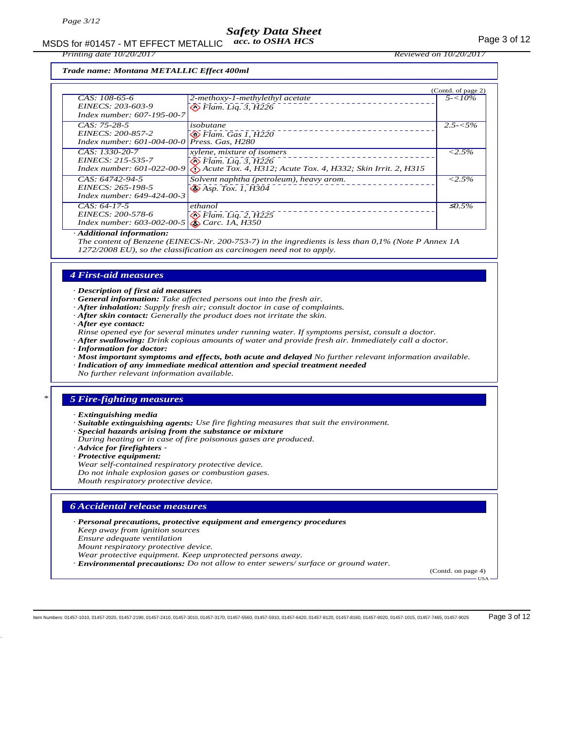**Trade name: Montana METALLIC Effect 400ml**

(Contd. of page 2)

| | | |
|---|---|---|
| CAS: 108-65-6<br>EINECS: 203-603-9<br>Index number: 607-195-00-7 | 2-methoxy-1-methylethyl acetate<br>Flam. Liq. 3, H226 | 5-<10% |
| CAS: 75-28-5<br>EINECS: 200-857-2<br>Index number: 601-004-00-0 | isobutane<br>Flam. Gas 1, H220<br>Press. Gas, H280 | 2.5-<5% |
| CAS: 1330-20-7<br>EINECS: 215-535-7<br>Index number: 601-022-00-9 | xylene, mixture of isomers<br>Flam. Liq. 3, H226<br>Acute Tox. 4, H312; Acute Tox. 4, H332; Skin Irrit. 2, H315 | <2.5% |
| CAS: 64742-94-5<br>EINECS: 265-198-5<br>Index number: 649-424-00-3 | Solvent naphtha (petroleum), heavy arom.<br>Asp. Tox. 1, H304 | <2.5% |
| CAS: 64-17-5<br>EINECS: 200-578-6<br>Index number: 603-002-00-5 | ethanol<br>Flam. Liq. 2, H225<br>Carc. 1A, H350 | ≤0.5% |

· **Additional information:**
The content of Benzene (EINECS-Nr. 200-753-7) in the ingredients is less than 0,1% (Note P Annex 1A 1272/2008 EU), so the classification as carcinogen need not to apply.

## 4 First-aid measures

· **Description of first aid measures**
· **General information:** Take affected persons out into the fresh air.
· **After inhalation:** Supply fresh air; consult doctor in case of complaints.
· **After skin contact:** Generally the product does not irritate the skin.
· **After eye contact:**
Rinse opened eye for several minutes under running water. If symptoms persist, consult a doctor.
· **After swallowing:** Drink copious amounts of water and provide fresh air. Immediately call a doctor.
· **Information for doctor:**
· **Most important symptoms and effects, both acute and delayed** No further relevant information available.
· **Indication of any immediate medical attention and special treatment needed**
No further relevant information available.

## 5 Fire-fighting measures

· **Extinguishing media**
· **Suitable extinguishing agents:** Use fire fighting measures that suit the environment.
· **Special hazards arising from the substance or mixture**
During heating or in case of fire poisonous gases are produced.
· **Advice for firefighters** -
· **Protective equipment:**
Wear self-contained respiratory protective device.
Do not inhale explosion gases or combustion gases.
Mouth respiratory protective device.

## 6 Accidental release measures

· **Personal precautions, protective equipment and emergency procedures**
Keep away from ignition sources
Ensure adequate ventilation
Mount respiratory protective device.
Wear protective equipment. Keep unprotected persons away.
· **Environmental precautions:** Do not allow to enter sewers/ surface or ground water.

(Contd. on page 4)

Item Numbers: 01457-1010, 01457-2020, 01457-2190, 01457-2410, 01457-3010, 01457-3170, 01457-5560, 01457-5910, 01457-6420, 01457-8120, 01457-8160, 01457-9020, 01457-1015, 01457-7465, 01457-9025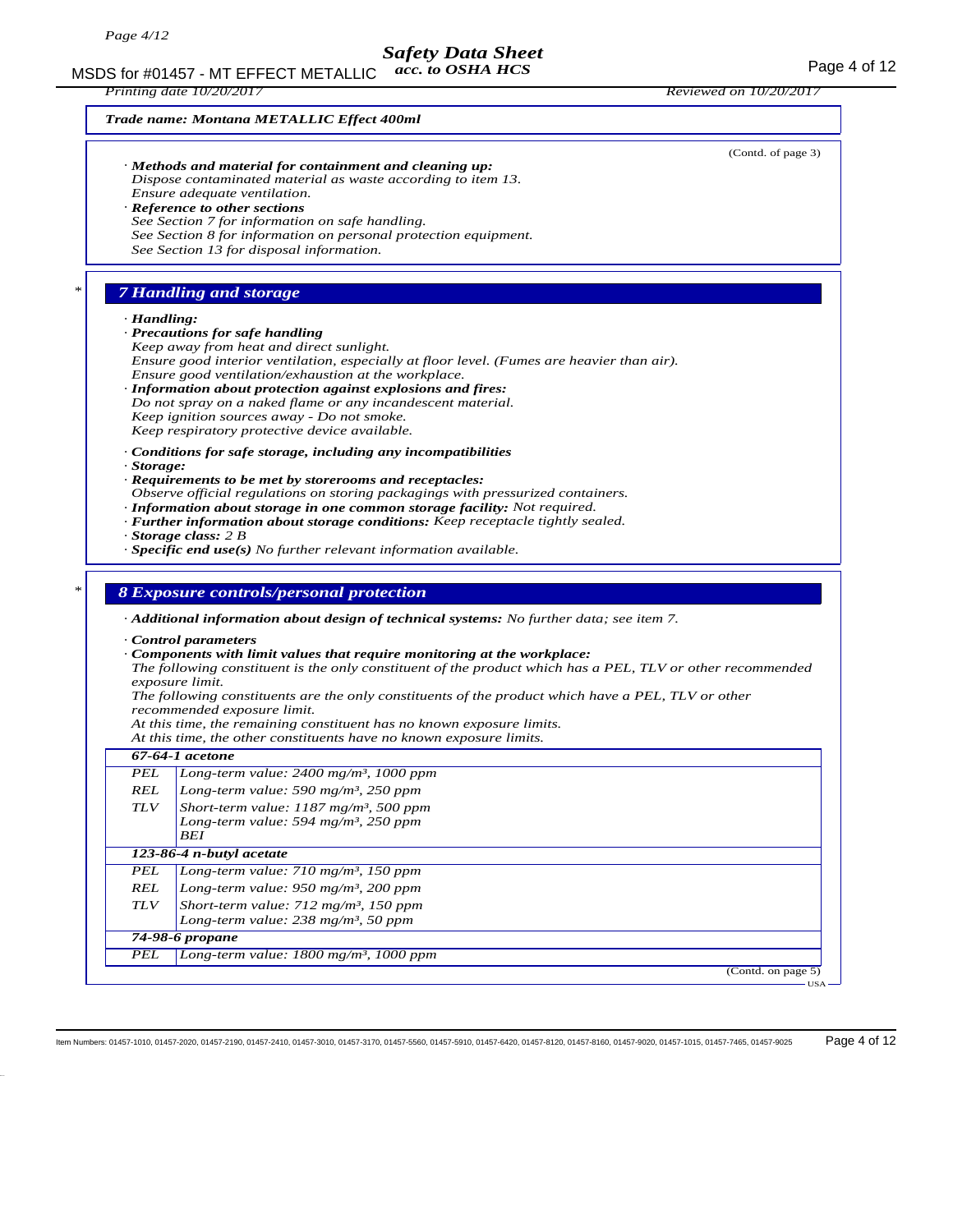**Trade name: Montana METALLIC Effect 400ml**

(Contd. of page 3)

· **Methods and material for containment and cleaning up:**
Dispose contaminated material as waste according to item 13.
Ensure adequate ventilation.
· **Reference to other sections**
See Section 7 for information on safe handling.
See Section 8 for information on personal protection equipment.
See Section 13 for disposal information.

## 7 Handling and storage

· **Handling:**
· **Precautions for safe handling**
Keep away from heat and direct sunlight.
Ensure good interior ventilation, especially at floor level. (Fumes are heavier than air).
Ensure good ventilation/exhaustion at the workplace.
· **Information about protection against explosions and fires:**
Do not spray on a naked flame or any incandescent material.
Keep ignition sources away - Do not smoke.
Keep respiratory protective device available.

· **Conditions for safe storage, including any incompatibilities**
· **Storage:**
· **Requirements to be met by storerooms and receptacles:**
Observe official regulations on storing packagings with pressurized containers.
· **Information about storage in one common storage facility:** Not required.
· **Further information about storage conditions:** Keep receptacle tightly sealed.
· **Storage class:** 2 B
· **Specific end use(s)** No further relevant information available.

## 8 Exposure controls/personal protection

· **Additional information about design of technical systems:** No further data; see item 7.

· **Control parameters**
· **Components with limit values that require monitoring at the workplace:**
The following constituent is the only constituent of the product which has a PEL, TLV or other recommended exposure limit.
The following constituents are the only constituents of the product which have a PEL, TLV or other recommended exposure limit.
At this time, the remaining constituent has no known exposure limits.
At this time, the other constituents have no known exposure limits.

| **67-64-1 acetone** | |
|---|---|
| PEL | Long-term value: 2400 mg/m³, 1000 ppm |
| REL | Long-term value: 590 mg/m³, 250 ppm |
| TLV | Short-term value: 1187 mg/m³, 500 ppm<br>Long-term value: 594 mg/m³, 250 ppm<br>BEI |
| **123-86-4 n-butyl acetate** | |
| PEL | Long-term value: 710 mg/m³, 150 ppm |
| REL | Long-term value: 950 mg/m³, 200 ppm |
| TLV | Short-term value: 712 mg/m³, 150 ppm<br>Long-term value: 238 mg/m³, 50 ppm |
| **74-98-6 propane** | |
| PEL | Long-term value: 1800 mg/m³, 1000 ppm |

(Contd. on page 5)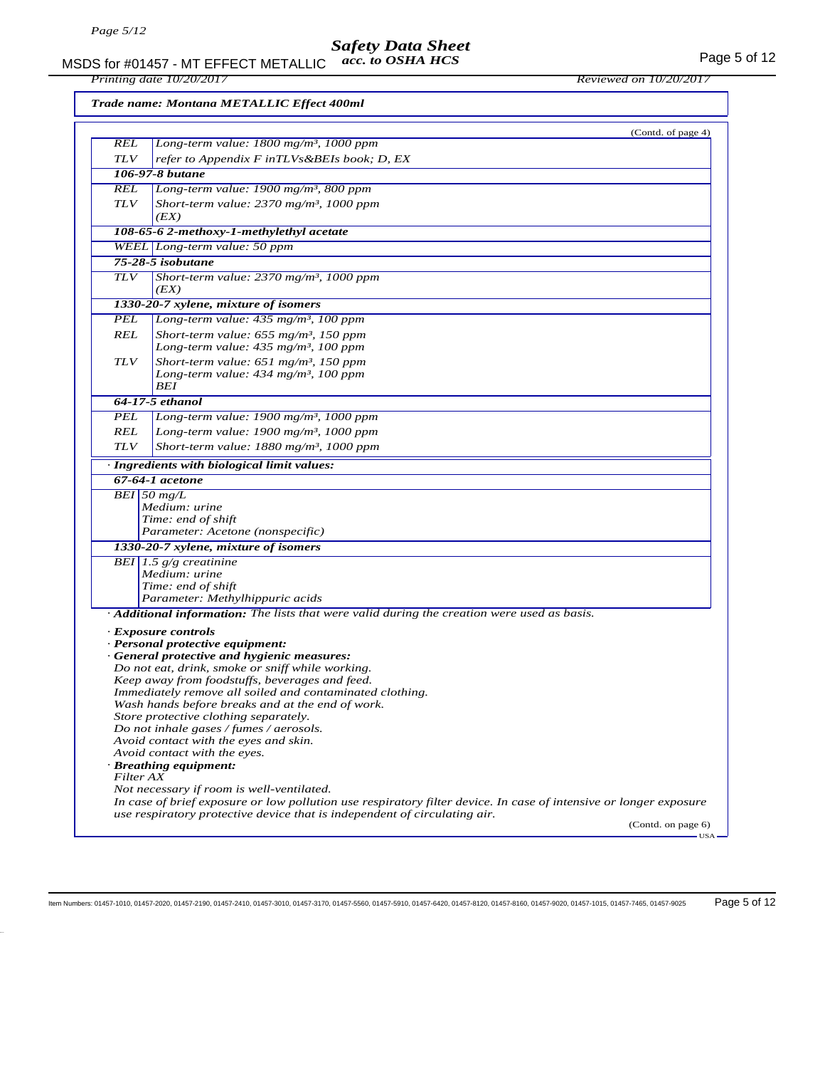**Trade name: Montana METALLIC Effect 400ml**

(Contd. of page 4)

| | |
|---|---|
| REL | Long-term value: 1800 mg/m³, 1000 ppm |
| TLV | refer to Appendix F inTLVs&BEIs book; D, EX |
| **106-97-8 butane** | |
| REL | Long-term value: 1900 mg/m³, 800 ppm |
| TLV | Short-term value: 2370 mg/m³, 1000 ppm (EX) |
| **108-65-6 2-methoxy-1-methylethyl acetate** | |
| WEEL | Long-term value: 50 ppm |
| **75-28-5 isobutane** | |
| TLV | Short-term value: 2370 mg/m³, 1000 ppm (EX) |
| **1330-20-7 xylene, mixture of isomers** | |
| PEL | Long-term value: 435 mg/m³, 100 ppm |
| REL | Short-term value: 655 mg/m³, 150 ppm<br>Long-term value: 435 mg/m³, 100 ppm |
| TLV | Short-term value: 651 mg/m³, 150 ppm<br>Long-term value: 434 mg/m³, 100 ppm<br>BEI |
| **64-17-5 ethanol** | |
| PEL | Long-term value: 1900 mg/m³, 1000 ppm |
| REL | Long-term value: 1900 mg/m³, 1000 ppm |
| TLV | Short-term value: 1880 mg/m³, 1000 ppm |

**· Ingredients with biological limit values:**

| | |
|---|---|
| **67-64-1 acetone** | |
| BEI | 50 mg/L<br>Medium: urine<br>Time: end of shift<br>Parameter: Acetone (nonspecific) |
| **1330-20-7 xylene, mixture of isomers** | |
| BEI | 1.5 g/g creatinine<br>Medium: urine<br>Time: end of shift<br>Parameter: Methylhippuric acids |

· **Additional information:** The lists that were valid during the creation were used as basis.

· **Exposure controls**
· **Personal protective equipment:**
· **General protective and hygienic measures:**
Do not eat, drink, smoke or sniff while working.
Keep away from foodstuffs, beverages and feed.
Immediately remove all soiled and contaminated clothing.
Wash hands before breaks and at the end of work.
Store protective clothing separately.
Do not inhale gases / fumes / aerosols.
Avoid contact with the eyes and skin.
Avoid contact with the eyes.
· **Breathing equipment:**
Filter AX
Not necessary if room is well-ventilated.
In case of brief exposure or low pollution use respiratory filter device. In case of intensive or longer exposure use respiratory protective device that is independent of circulating air.

(Contd. on page 6)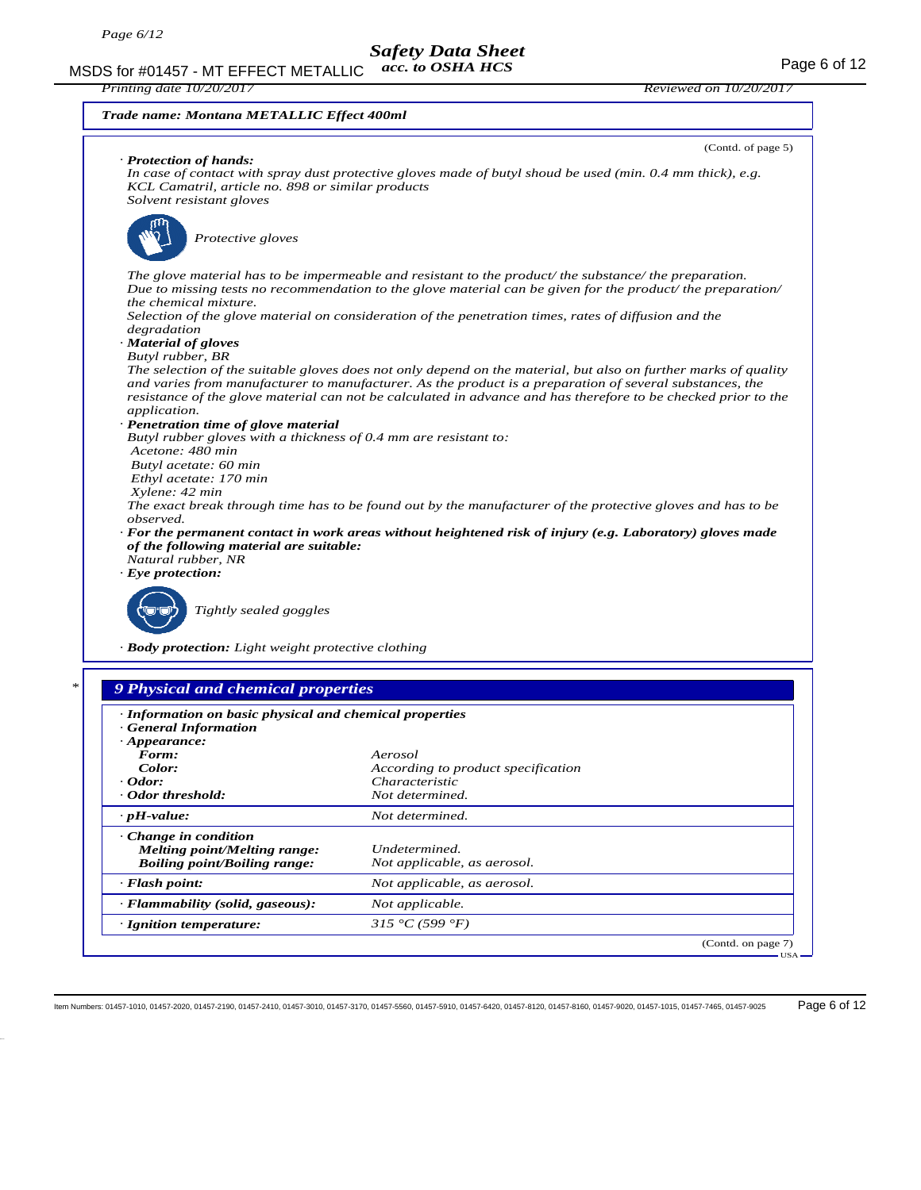**Trade name: Montana METALLIC Effect 400ml**

(Contd. of page 5)

· **Protection of hands:**
In case of contact with spray dust protective gloves made of butyl shoud be used (min. 0.4 mm thick), e.g. KCL Camatril, article no. 898 or similar products
Solvent resistant gloves

Protective gloves

The glove material has to be impermeable and resistant to the product/ the substance/ the preparation.
Due to missing tests no recommendation to the glove material can be given for the product/ the preparation/ the chemical mixture.
Selection of the glove material on consideration of the penetration times, rates of diffusion and the degradation

· **Material of gloves**
Butyl rubber, BR
The selection of the suitable gloves does not only depend on the material, but also on further marks of quality and varies from manufacturer to manufacturer. As the product is a preparation of several substances, the resistance of the glove material can not be calculated in advance and has therefore to be checked prior to the application.

· **Penetration time of glove material**
Butyl rubber gloves with a thickness of 0.4 mm are resistant to:
Acetone: 480 min
Butyl acetate: 60 min
Ethyl acetate: 170 min
Xylene: 42 min
The exact break through time has to be found out by the manufacturer of the protective gloves and has to be observed.

· **For the permanent contact in work areas without heightened risk of injury (e.g. Laboratory) gloves made of the following material are suitable:**
Natural rubber, NR

· **Eye protection:**

Tightly sealed goggles

· **Body protection:** Light weight protective clothing

## 9 Physical and chemical properties

| · Information on basic physical and chemical properties | |
|---|---|
| · General Information | |
| · Appearance: | |
| Form: | Aerosol |
| Color: | According to product specification |
| · Odor: | Characteristic |
| · Odor threshold: | Not determined. |
| · pH-value: | Not determined. |
| · Change in condition | |
| Melting point/Melting range: | Undetermined. |
| Boiling point/Boiling range: | Not applicable, as aerosol. |
| · Flash point: | Not applicable, as aerosol. |
| · Flammability (solid, gaseous): | Not applicable. |
| · Ignition temperature: | 315 °C (599 °F) |

(Contd. on page 7)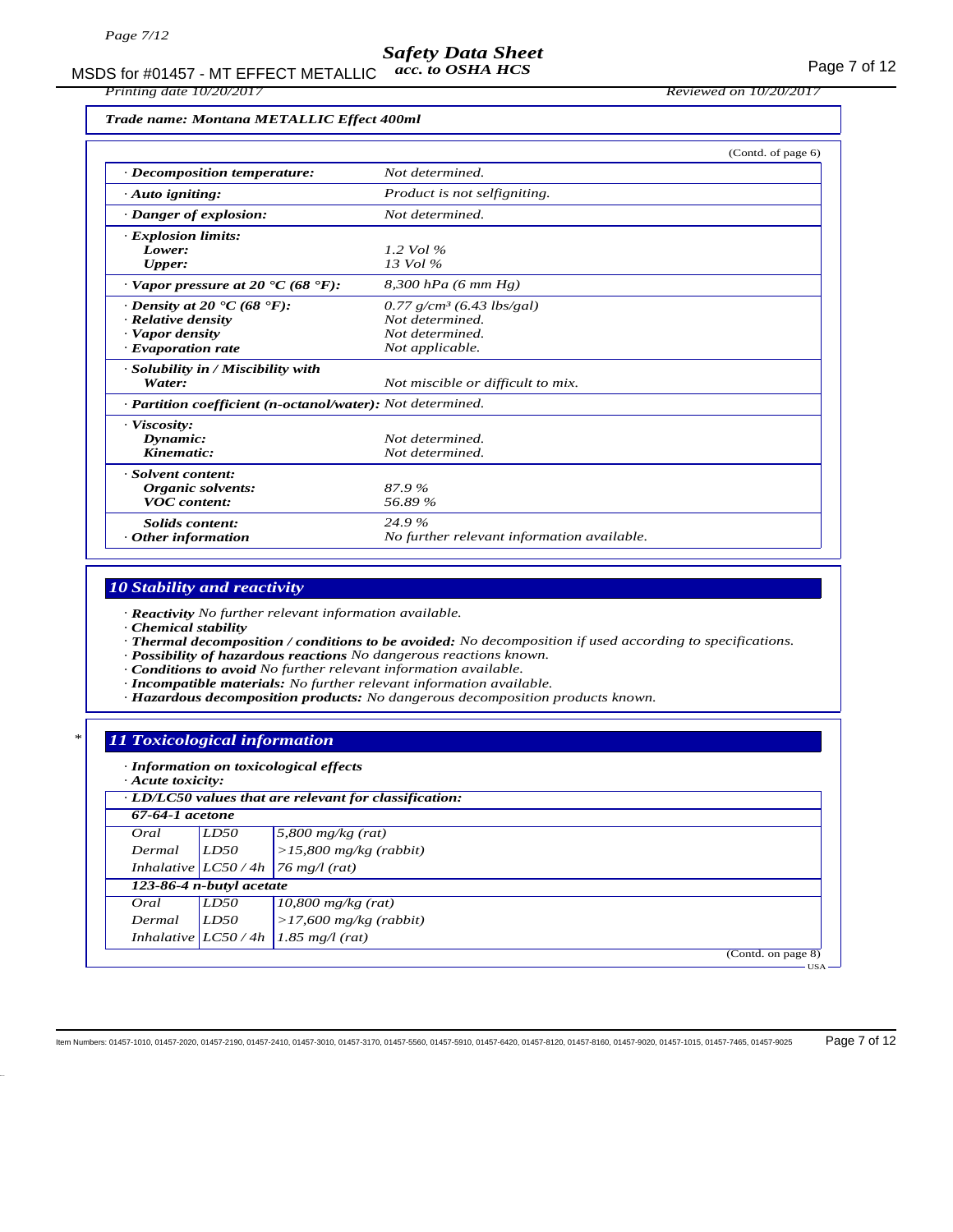**Trade name: Montana METALLIC Effect 400ml**

(Contd. of page 6)

| | |
|---|---|
| · **Decomposition temperature:** | Not determined. |
| · **Auto igniting:** | Product is not selfigniting. |
| · **Danger of explosion:** | Not determined. |
| · **Explosion limits:** | |
| **Lower:** | 1.2 Vol % |
| **Upper:** | 13 Vol % |
| · **Vapor pressure at 20 °C (68 °F):** | 8,300 hPa (6 mm Hg) |
| · **Density at 20 °C (68 °F):** | 0.77 g/cm³ (6.43 lbs/gal) |
| · **Relative density** | Not determined. |
| · **Vapor density** | Not determined. |
| · **Evaporation rate** | Not applicable. |
| · **Solubility in / Miscibility with** | |
| **Water:** | Not miscible or difficult to mix. |
| · **Partition coefficient (n-octanol/water):** | Not determined. |
| · **Viscosity:** | |
| **Dynamic:** | Not determined. |
| **Kinematic:** | Not determined. |
| · **Solvent content:** | |
| **Organic solvents:** | 87.9 % |
| **VOC content:** | 56.89 % |
| **Solids content:** | 24.9 % |
| · **Other information** | No further relevant information available. |

## 10 Stability and reactivity

- · **Reactivity** No further relevant information available.
- · **Chemical stability**
- · **Thermal decomposition / conditions to be avoided:** No decomposition if used according to specifications.
- · **Possibility of hazardous reactions** No dangerous reactions known.
- · **Conditions to avoid** No further relevant information available.
- · **Incompatible materials:** No further relevant information available.
- · **Hazardous decomposition products:** No dangerous decomposition products known.

## 11 Toxicological information

- · **Information on toxicological effects**
- · **Acute toxicity:**

· **LD/LC50 values that are relevant for classification:**

| | | |
|---|---|---|
| **67-64-1 acetone** | | |
| Oral | LD50 | 5,800 mg/kg (rat) |
| Dermal | LD50 | >15,800 mg/kg (rabbit) |
| Inhalative | LC50 / 4h | 76 mg/l (rat) |
| **123-86-4 n-butyl acetate** | | |
| Oral | LD50 | 10,800 mg/kg (rat) |
| Dermal | LD50 | >17,600 mg/kg (rabbit) |
| Inhalative | LC50 / 4h | 1.85 mg/l (rat) |

(Contd. on page 8)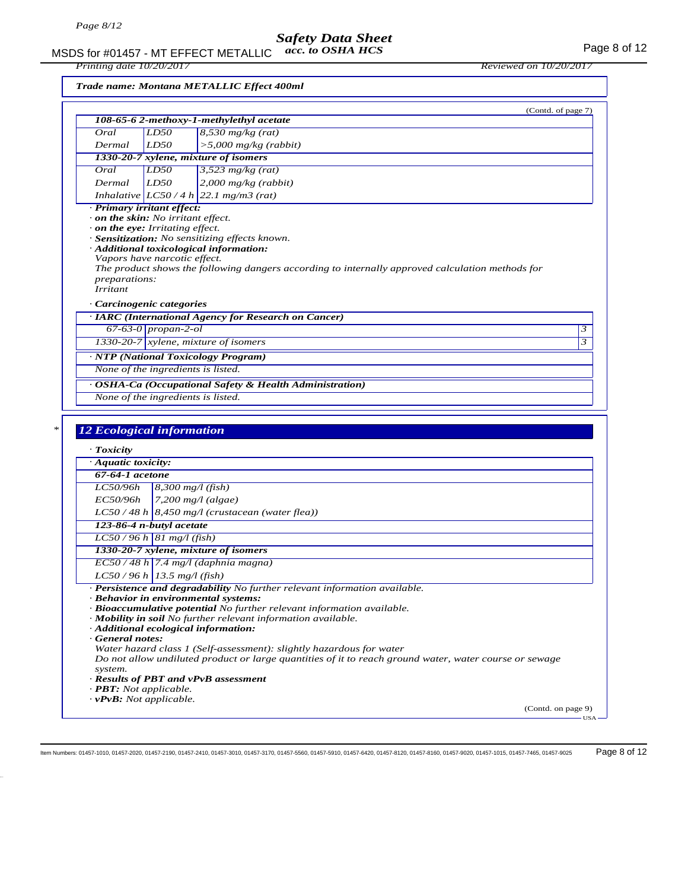**Trade name: Montana METALLIC Effect 400ml**

(Contd. of page 7)

| **108-65-6 2-methoxy-1-methylethyl acetate** | | |
|---|---|---|
| Oral | LD50 | 8,530 mg/kg (rat) |
| Dermal | LD50 | >5,000 mg/kg (rabbit) |
| **1330-20-7 xylene, mixture of isomers** | | |
| Oral | LD50 | 3,523 mg/kg (rat) |
| Dermal | LD50 | 2,000 mg/kg (rabbit) |
| Inhalative | LC50 / 4 h | 22.1 mg/m3 (rat) |

· **Primary irritant effect:**
· **on the skin:** No irritant effect.
· **on the eye:** Irritating effect.
· **Sensitization:** No sensitizing effects known.
· **Additional toxicological information:**
Vapors have narcotic effect.
The product shows the following dangers according to internally approved calculation methods for preparations:
Irritant

· **Carcinogenic categories**

| · **IARC (International Agency for Research on Cancer)** | | |
|---|---|---|
| 67-63-0 | propan-2-ol | 3 |
| 1330-20-7 | xylene, mixture of isomers | 3 |

| · **NTP (National Toxicology Program)** |
|---|
| None of the ingredients is listed. |

| · **OSHA-Ca (Occupational Safety & Health Administration)** |
|---|
| None of the ingredients is listed. |

## 12 Ecological information

· **Toxicity**

| · **Aquatic toxicity:** | |
|---|---|
| **67-64-1 acetone** | |
| LC50/96h | 8,300 mg/l (fish) |
| EC50/96h | 7,200 mg/l (algae) |
| LC50 / 48 h | 8,450 mg/l (crustacean (water flea)) |
| **123-86-4 n-butyl acetate** | |
| LC50 / 96 h | 81 mg/l (fish) |
| **1330-20-7 xylene, mixture of isomers** | |
| EC50 / 48 h | 7.4 mg/l (daphnia magna) |
| LC50 / 96 h | 13.5 mg/l (fish) |

· **Persistence and degradability** No further relevant information available.
· **Behavior in environmental systems:**
· **Bioaccumulative potential** No further relevant information available.
· **Mobility in soil** No further relevant information available.
· **Additional ecological information:**
· **General notes:**
Water hazard class 1 (Self-assessment): slightly hazardous for water
Do not allow undiluted product or large quantities of it to reach ground water, water course or sewage system.
· **Results of PBT and vPvB assessment**
· **PBT:** Not applicable.
· **vPvB:** Not applicable.

(Contd. on page 9)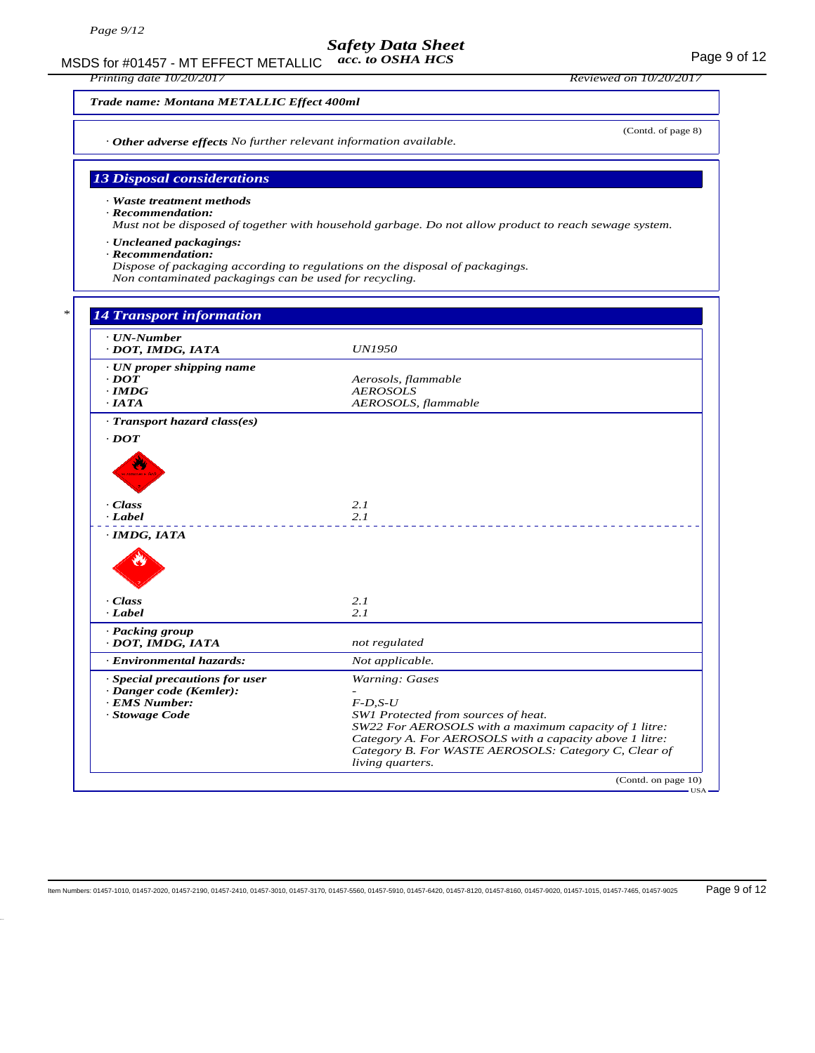**Trade name: Montana METALLIC Effect 400ml**

(Contd. of page 8)

· **Other adverse effects** No further relevant information available.

## 13 Disposal considerations

· **Waste treatment methods**
· **Recommendation:**
Must not be disposed of together with household garbage. Do not allow product to reach sewage system.

· **Uncleaned packagings:**
· **Recommendation:**
Dispose of packaging according to regulations on the disposal of packagings.
Non contaminated packagings can be used for recycling.

## 14 Transport information

| | |
|---|---|
| **· UN-Number** | |
| **· DOT, IMDG, IATA** | UN1950 |
| **· UN proper shipping name** | |
| **· DOT** | Aerosols, flammable |
| **· IMDG** | AEROSOLS |
| **· IATA** | AEROSOLS, flammable |
| **· Transport hazard class(es)** | |
| **· DOT** | |
| **· Class** | 2.1 |
| **· Label** | 2.1 |
| **· IMDG, IATA** | |
| **· Class** | 2.1 |
| **· Label** | 2.1 |
| **· Packing group** | |
| **· DOT, IMDG, IATA** | not regulated |
| **· Environmental hazards:** | Not applicable. |
| **· Special precautions for user** | Warning: Gases |
| **· Danger code (Kemler):** | - |
| **· EMS Number:** | F-D,S-U |
| **· Stowage Code** | SW1 Protected from sources of heat. SW22 For AEROSOLS with a maximum capacity of 1 litre: Category A. For AEROSOLS with a capacity above 1 litre: Category B. For WASTE AEROSOLS: Category C, Clear of living quarters. |

(Contd. on page 10)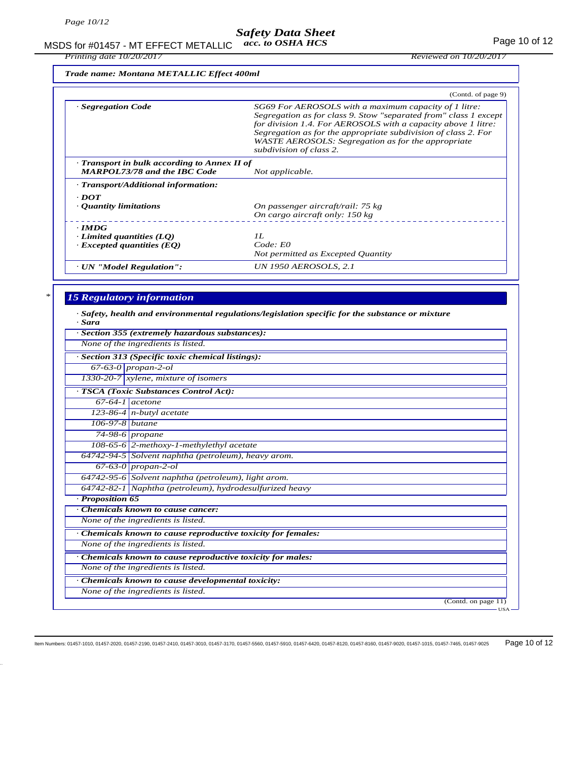Trade name: Montana METALLIC Effect 400ml

(Contd. of page 9)

| | |
|---|---|
| · **Segregation Code** | SG69 For AEROSOLS with a maximum capacity of 1 litre: Segregation as for class 9. Stow "separated from" class 1 except for division 1.4. For AEROSOLS with a capacity above 1 litre: Segregation as for the appropriate subdivision of class 2. For WASTE AEROSOLS: Segregation as for the appropriate subdivision of class 2. |
| · **Transport in bulk according to Annex II of MARPOL73/78 and the IBC Code** | Not applicable. |
| · **Transport/Additional information:** | |
| · **DOT** | |
| · **Quantity limitations** | On passenger aircraft/rail: 75 kg<br>On cargo aircraft only: 150 kg |
| · **IMDG** | |
| · **Limited quantities (LQ)** | 1L |
| · **Excepted quantities (EQ)** | Code: E0<br>Not permitted as Excepted Quantity |
| · **UN "Model Regulation":** | UN 1950 AEROSOLS, 2.1 |

## 15 Regulatory information

· **Safety, health and environmental regulations/legislation specific for the substance or mixture**

· **Sara**

· **Section 355 (extremely hazardous substances):**

None of the ingredients is listed.

· **Section 313 (Specific toxic chemical listings):**

| | |
|---|---|
| 67-63-0 | propan-2-ol |
| 1330-20-7 | xylene, mixture of isomers |

· **TSCA (Toxic Substances Control Act):**

| | |
|---|---|
| 67-64-1 | acetone |
| 123-86-4 | n-butyl acetate |
| 106-97-8 | butane |
| 74-98-6 | propane |
| 108-65-6 | 2-methoxy-1-methylethyl acetate |
| 64742-94-5 | Solvent naphtha (petroleum), heavy arom. |
| 67-63-0 | propan-2-ol |
| 64742-95-6 | Solvent naphtha (petroleum), light arom. |
| 64742-82-1 | Naphtha (petroleum), hydrodesulfurized heavy |

· **Proposition 65**

· **Chemicals known to cause cancer:**

None of the ingredients is listed.

· **Chemicals known to cause reproductive toxicity for females:**

None of the ingredients is listed.

· **Chemicals known to cause reproductive toxicity for males:**

None of the ingredients is listed.

· **Chemicals known to cause developmental toxicity:**

None of the ingredients is listed.

(Contd. on page 11)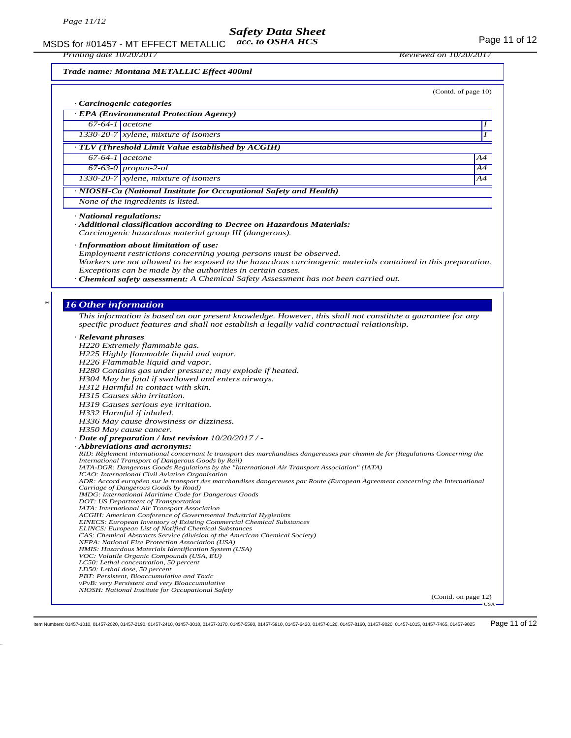**Trade name: Montana METALLIC Effect 400ml**

(Contd. of page 10)

· ***Carcinogenic categories***

| · **EPA (Environmental Protection Agency)** | | |
|---|---|---|
| 67-64-1 | acetone | I |
| 1330-20-7 | xylene, mixture of isomers | I |

| · **TLV (Threshold Limit Value established by ACGIH)** | | |
|---|---|---|
| 67-64-1 | acetone | A4 |
| 67-63-0 | propan-2-ol | A4 |
| 1330-20-7 | xylene, mixture of isomers | A4 |

| · **NIOSH-Ca (National Institute for Occupational Safety and Health)** |
|---|
| None of the ingredients is listed. |

· ***National regulations:***

· ***Additional classification according to Decree on Hazardous Materials:***
*Carcinogenic hazardous material group III (dangerous).*

· ***Information about limitation of use:***
*Employment restrictions concerning young persons must be observed.*
*Workers are not allowed to be exposed to the hazardous carcinogenic materials contained in this preparation. Exceptions can be made by the authorities in certain cases.*

· ***Chemical safety assessment:*** *A Chemical Safety Assessment has not been carried out.*

## 16 Other information

*This information is based on our present knowledge. However, this shall not constitute a guarantee for any specific product features and shall not establish a legally valid contractual relationship.*

· ***Relevant phrases***
*H220 Extremely flammable gas.*
*H225 Highly flammable liquid and vapor.*
*H226 Flammable liquid and vapor.*
*H280 Contains gas under pressure; may explode if heated.*
*H304 May be fatal if swallowed and enters airways.*
*H312 Harmful in contact with skin.*
*H315 Causes skin irritation.*
*H319 Causes serious eye irritation.*
*H332 Harmful if inhaled.*
*H336 May cause drowsiness or dizziness.*
*H350 May cause cancer.*

· ***Date of preparation / last revision*** *10/20/2017 / -*

· ***Abbreviations and acronyms:***
*RID: Règlement international concernant le transport des marchandises dangereuses par chemin de fer (Regulations Concerning the International Transport of Dangerous Goods by Rail)*
*IATA-DGR: Dangerous Goods Regulations by the "International Air Transport Association" (IATA)*
*ICAO: International Civil Aviation Organisation*
*ADR: Accord européen sur le transport des marchandises dangereuses par Route (European Agreement concerning the International Carriage of Dangerous Goods by Road)*
*IMDG: International Maritime Code for Dangerous Goods*
*DOT: US Department of Transportation*
*IATA: International Air Transport Association*
*ACGIH: American Conference of Governmental Industrial Hygienists*
*EINECS: European Inventory of Existing Commercial Chemical Substances*
*ELINCS: European List of Notified Chemical Substances*
*CAS: Chemical Abstracts Service (division of the American Chemical Society)*
*NFPA: National Fire Protection Association (USA)*
*HMIS: Hazardous Materials Identification System (USA)*
*VOC: Volatile Organic Compounds (USA, EU)*
*LC50: Lethal concentration, 50 percent*
*LD50: Lethal dose, 50 percent*
*PBT: Persistent, Bioaccumulative and Toxic*
*vPvB: very Persistent and very Bioaccumulative*
*NIOSH: National Institute for Occupational Safety*

(Contd. on page 12)

Item Numbers: 01457-1010, 01457-2020, 01457-2190, 01457-2410, 01457-3010, 01457-3170, 01457-5560, 01457-5910, 01457-6420, 01457-8120, 01457-8160, 01457-9020, 01457-1015, 01457-7465, 01457-9025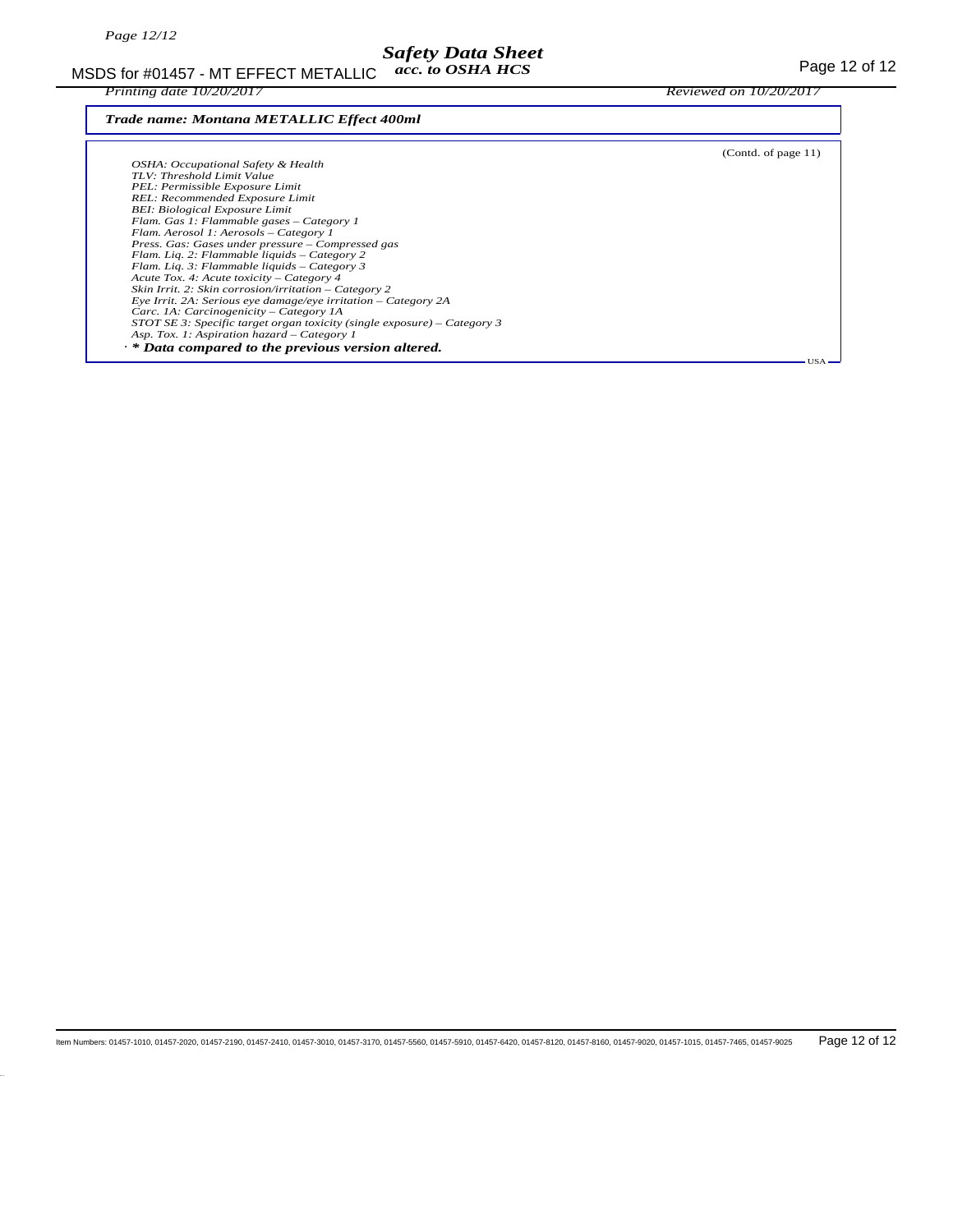*Trade name: Montana METALLIC Effect 400ml*

(Contd. of page 11)

*OSHA: Occupational Safety & Health*
*TLV: Threshold Limit Value*
*PEL: Permissible Exposure Limit*
*REL: Recommended Exposure Limit*
*BEI: Biological Exposure Limit*
*Flam. Gas 1: Flammable gases – Category 1*
*Flam. Aerosol 1: Aerosols – Category 1*
*Press. Gas: Gases under pressure – Compressed gas*
*Flam. Liq. 2: Flammable liquids – Category 2*
*Flam. Liq. 3: Flammable liquids – Category 3*
*Acute Tox. 4: Acute toxicity – Category 4*
*Skin Irrit. 2: Skin corrosion/irritation – Category 2*
*Eye Irrit. 2A: Serious eye damage/eye irritation – Category 2A*
*Carc. 1A: Carcinogenicity – Category 1A*
*STOT SE 3: Specific target organ toxicity (single exposure) – Category 3*
*Asp. Tox. 1: Aspiration hazard – Category 1*

· ***\* Data compared to the previous version altered.***

USA

Item Numbers: 01457-1010, 01457-2020, 01457-2190, 01457-2410, 01457-3010, 01457-3170, 01457-5560, 01457-5910, 01457-6420, 01457-8120, 01457-8160, 01457-9020, 01457-1015, 01457-7465, 01457-9025